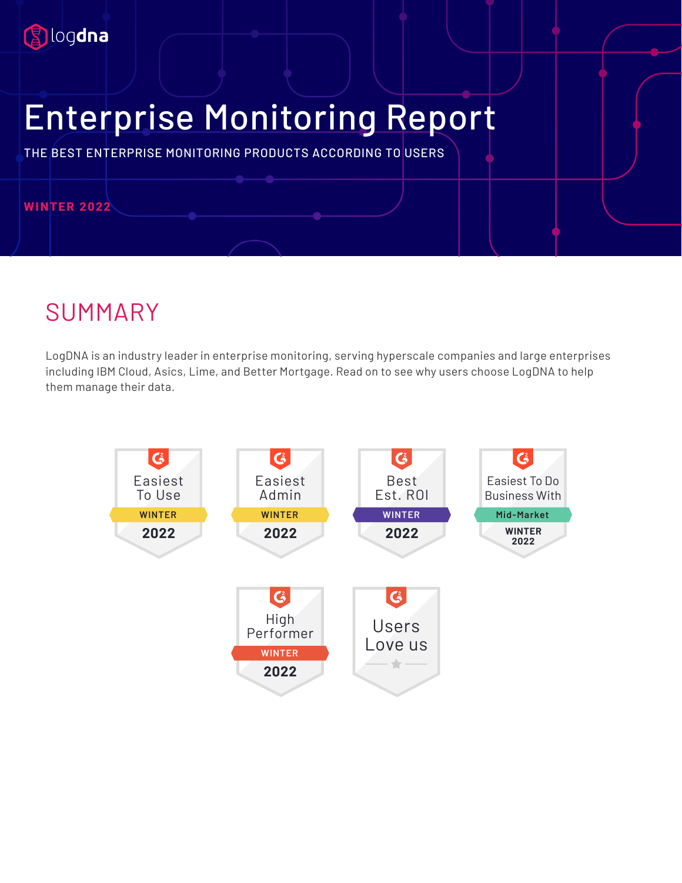logdna

# Enterprise Monitoring Report

THE BEST ENTERPRISE MONITORING PRODUCTS ACCORDING TO USERS

**WINTER 2022**

## SUMMARY

LogDNA is an industry leader in enterprise monitoring, serving hyperscale companies and large enterprises including IBM Cloud, Asics, Lime, and Better Mortgage. Read on to see why users choose LogDNA to help them manage their data.

Easiest To Use WINTER 2022

Easiest Admin WINTER 2022

Best Est. ROI WINTER 2022

Easiest To Do Business With Mid-Market WINTER 2022

High Performer WINTER 2022

Users Love us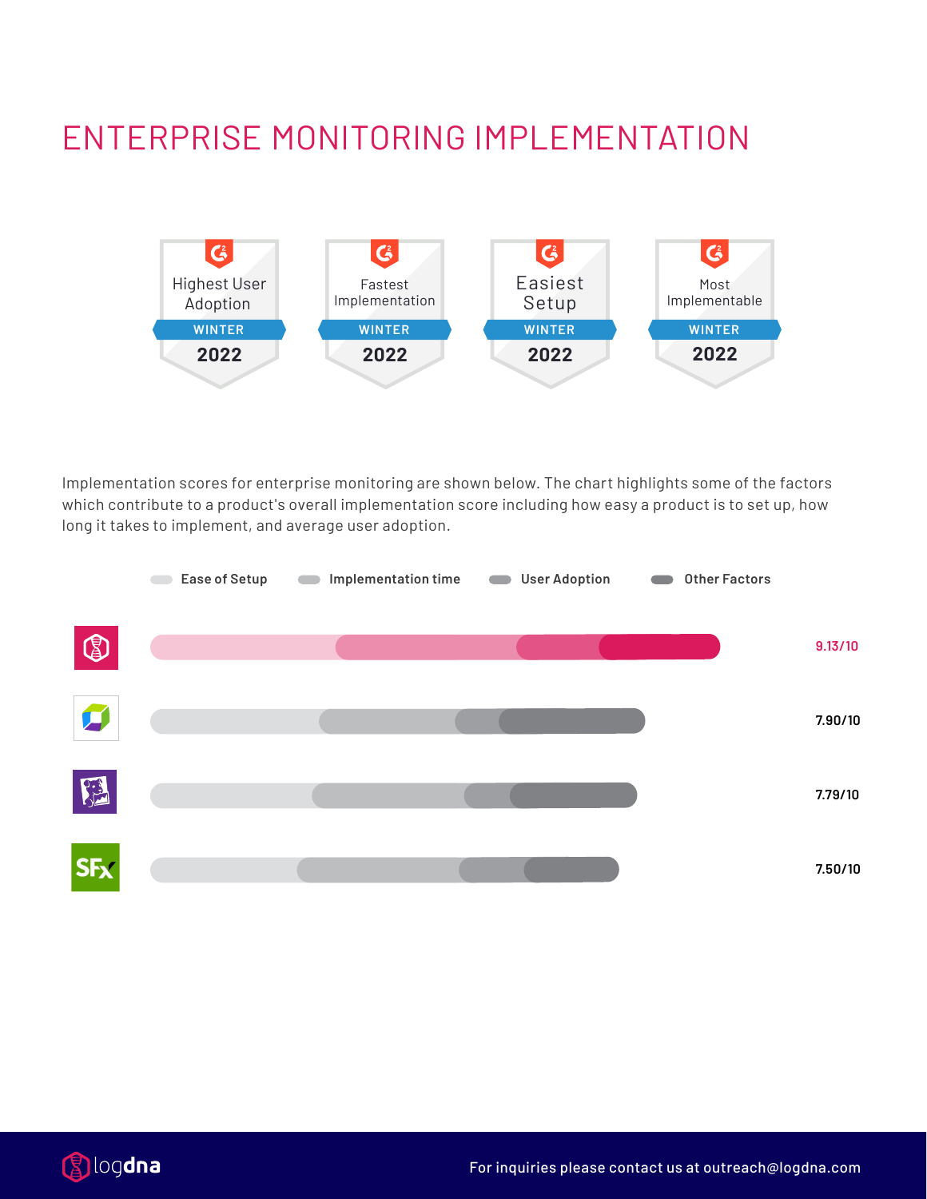# ENTERPRISE MONITORING IMPLEMENTATION

Highest User Adoption — WINTER 2022

Fastest Implementation — WINTER 2022

Easiest Setup — WINTER 2022

Most Implementable — WINTER 2022

Implementation scores for enterprise monitoring are shown below. The chart highlights some of the factors which contribute to a product's overall implementation score including how easy a product is to set up, how long it takes to implement, and average user adoption.

Ease of Setup | Implementation time | User Adoption | Other Factors

9.13/10

7.90/10

7.79/10

7.50/10

For inquiries please contact us at outreach@logdna.com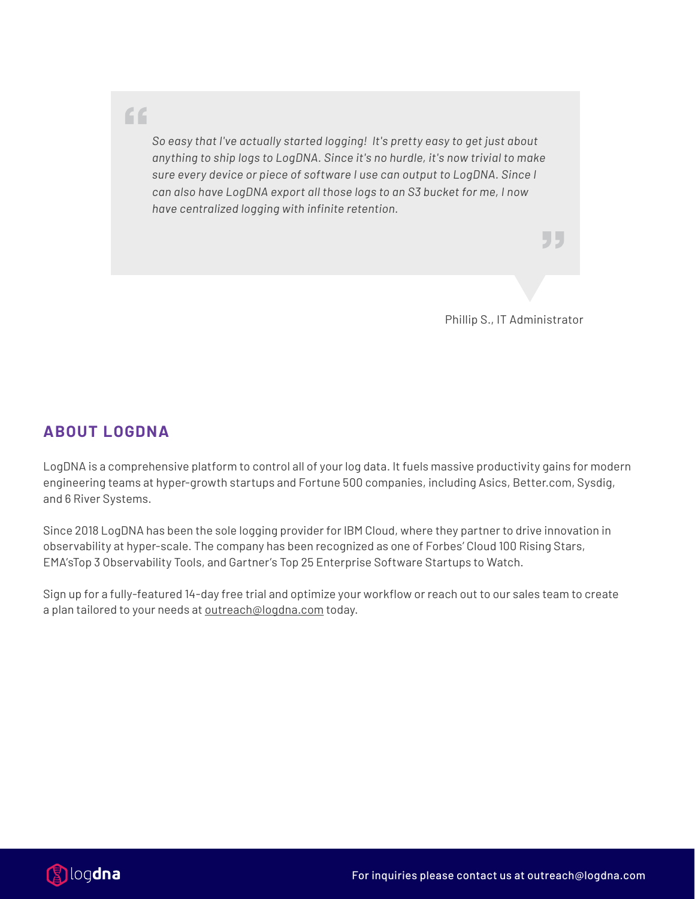> *So easy that I've actually started logging! It's pretty easy to get just about anything to ship logs to LogDNA. Since it's no hurdle, it's now trivial to make sure every device or piece of software I use can output to LogDNA. Since I can also have LogDNA export all those logs to an S3 bucket for me, I now have centralized logging with infinite retention.*

Phillip S., IT Administrator

## ABOUT LOGDNA

LogDNA is a comprehensive platform to control all of your log data. It fuels massive productivity gains for modern engineering teams at hyper-growth startups and Fortune 500 companies, including Asics, Better.com, Sysdig, and 6 River Systems.

Since 2018 LogDNA has been the sole logging provider for IBM Cloud, where they partner to drive innovation in observability at hyper-scale. The company has been recognized as one of Forbes' Cloud 100 Rising Stars, EMA'sTop 3 Observability Tools, and Gartner's Top 25 Enterprise Software Startups to Watch.

Sign up for a fully-featured 14-day free trial and optimize your workflow or reach out to our sales team to create a plan tailored to your needs at outreach@logdna.com today.

logdna

For inquiries please contact us at outreach@logdna.com